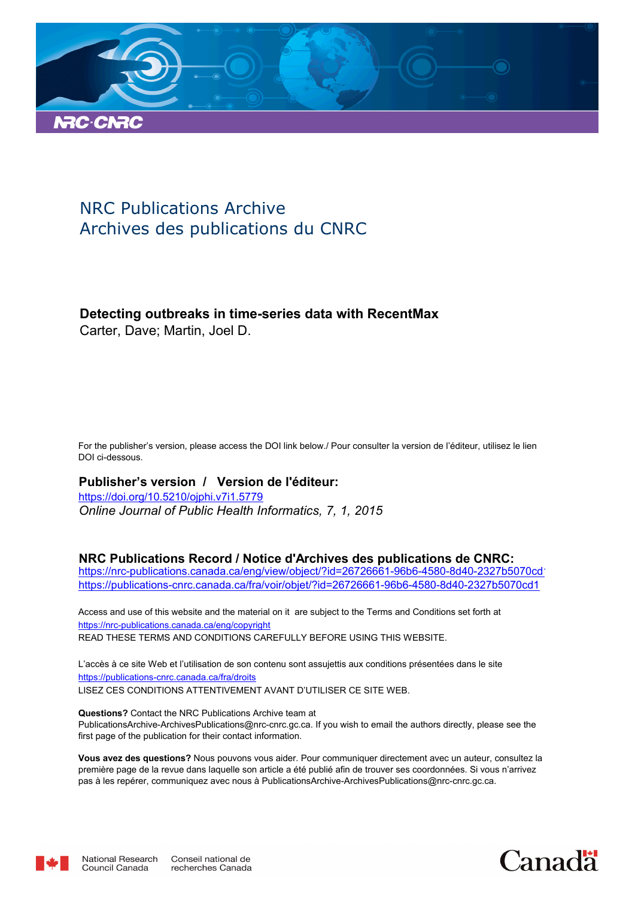NRC Publications Archive
Archives des publications du CNRC

**Detecting outbreaks in time-series data with RecentMax**
Carter, Dave; Martin, Joel D.

For the publisher's version, please access the DOI link below./ Pour consulter la version de l'éditeur, utilisez le lien DOI ci-dessous.

**Publisher's version / Version de l'éditeur:**

https://doi.org/10.5210/ojphi.v7i1.5779
*Online Journal of Public Health Informatics, 7, 1, 2015*

**NRC Publications Record / Notice d'Archives des publications de CNRC:**

https://nrc-publications.canada.ca/eng/view/object/?id=26726661-96b6-4580-8d40-2327b5070cd1
https://publications-cnrc.canada.ca/fra/voir/objet/?id=26726661-96b6-4580-8d40-2327b5070cd1

Access and use of this website and the material on it are subject to the Terms and Conditions set forth at
https://nrc-publications.canada.ca/eng/copyright
READ THESE TERMS AND CONDITIONS CAREFULLY BEFORE USING THIS WEBSITE.

L'accès à ce site Web et l'utilisation de son contenu sont assujettis aux conditions présentées dans le site
https://publications-cnrc.canada.ca/fra/droits
LISEZ CES CONDITIONS ATTENTIVEMENT AVANT D'UTILISER CE SITE WEB.

**Questions?** Contact the NRC Publications Archive team at
PublicationsArchive-ArchivesPublications@nrc-cnrc.gc.ca. If you wish to email the authors directly, please see the first page of the publication for their contact information.

**Vous avez des questions?** Nous pouvons vous aider. Pour communiquer directement avec un auteur, consultez la première page de la revue dans laquelle son article a été publié afin de trouver ses coordonnées. Si vous n'arrivez pas à les repérer, communiquez avec nous à PublicationsArchive-ArchivesPublications@nrc-cnrc.gc.ca.

National Research Council Canada | Conseil national de recherches Canada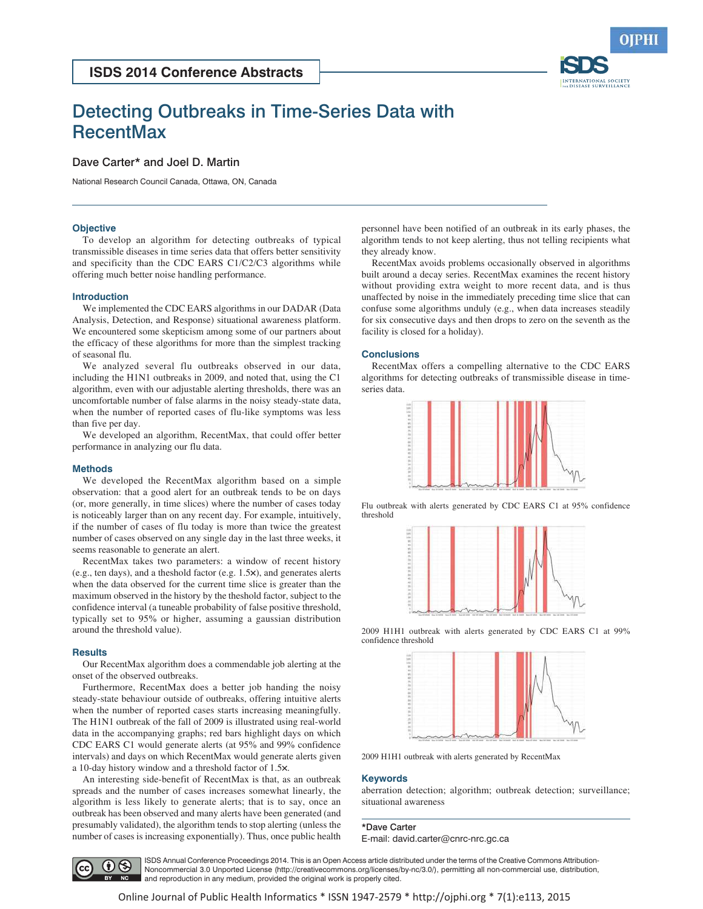# Detecting Outbreaks in Time-Series Data with RecentMax

## Dave Carter* and Joel D. Martin

National Research Council Canada, Ottawa, ON, Canada

### Objective

To develop an algorithm for detecting outbreaks of typical transmissible diseases in time series data that offers better sensitivity and specificity than the CDC EARS C1/C2/C3 algorithms while offering much better noise handling performance.

### Introduction

We implemented the CDC EARS algorithms in our DADAR (Data Analysis, Detection, and Response) situational awareness platform. We encountered some skepticism among some of our partners about the efficacy of these algorithms for more than the simplest tracking of seasonal flu.

We analyzed several flu outbreaks observed in our data, including the H1N1 outbreaks in 2009, and noted that, using the C1 algorithm, even with our adjustable alerting thresholds, there was an uncomfortable number of false alarms in the noisy steady-state data, when the number of reported cases of flu-like symptoms was less than five per day.

We developed an algorithm, RecentMax, that could offer better performance in analyzing our flu data.

### Methods

We developed the RecentMax algorithm based on a simple observation: that a good alert for an outbreak tends to be on days (or, more generally, in time slices) where the number of cases today is noticeably larger than on any recent day. For example, intuitively, if the number of cases of flu today is more than twice the greatest number of cases observed on any single day in the last three weeks, it seems reasonable to generate an alert.

RecentMax takes two parameters: a window of recent history (e.g., ten days), and a theshold factor (e.g. 1.5×), and generates alerts when the data observed for the current time slice is greater than the maximum observed in the history by the theshold factor, subject to the confidence interval (a tuneable probability of false positive threshold, typically set to 95% or higher, assuming a gaussian distribution around the threshold value).

### Results

Our RecentMax algorithm does a commendable job alerting at the onset of the observed outbreaks.

Furthermore, RecentMax does a better job handing the noisy steady-state behaviour outside of outbreaks, offering intuitive alerts when the number of reported cases starts increasing meaningfully. The H1N1 outbreak of the fall of 2009 is illustrated using real-world data in the accompanying graphs; red bars highlight days on which CDC EARS C1 would generate alerts (at 95% and 99% confidence intervals) and days on which RecentMax would generate alerts given a 10-day history window and a threshold factor of 1.5×.

An interesting side-benefit of RecentMax is that, as an outbreak spreads and the number of cases increases somewhat linearly, the algorithm is less likely to generate alerts; that is to say, once an outbreak has been observed and many alerts have been generated (and presumably validated), the algorithm tends to stop alerting (unless the number of cases is increasing exponentially). Thus, once public health personnel have been notified of an outbreak in its early phases, the algorithm tends to not keep alerting, thus not telling recipients what they already know.

RecentMax avoids problems occasionally observed in algorithms built around a decay series. RecentMax examines the recent history without providing extra weight to more recent data, and is thus unaffected by noise in the immediately preceding time slice that can confuse some algorithms unduly (e.g., when data increases steadily for six consecutive days and then drops to zero on the seventh as the facility is closed for a holiday).

### Conclusions

RecentMax offers a compelling alternative to the CDC EARS algorithms for detecting outbreaks of transmissible disease in time-series data.

Flu outbreak with alerts generated by CDC EARS C1 at 95% confidence threshold

2009 H1H1 outbreak with alerts generated by CDC EARS C1 at 99% confidence threshold

2009 H1H1 outbreak with alerts generated by RecentMax

### Keywords

aberration detection; algorithm; outbreak detection; surveillance; situational awareness

*Dave Carter
E-mail: david.carter@cnrc-nrc.gc.ca

ISDS Annual Conference Proceedings 2014. This is an Open Access article distributed under the terms of the Creative Commons Attribution-Noncommercial 3.0 Unported License (http://creativecommons.org/licenses/by-nc/3.0/), permitting all non-commercial use, distribution, and reproduction in any medium, provided the original work is properly cited.